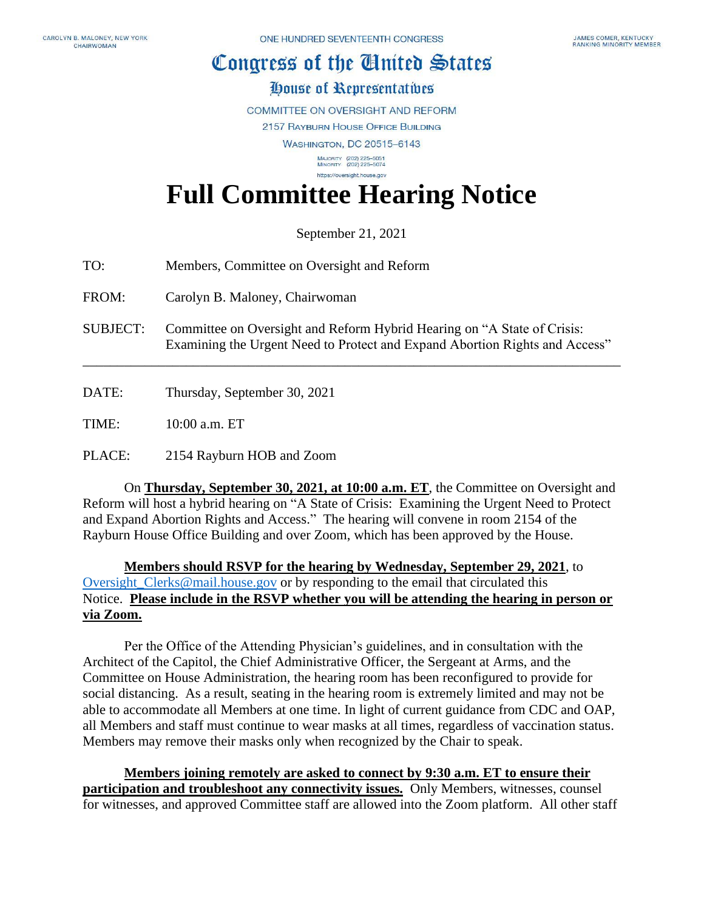CAROLYN B. MALONEY, NEW YORK
CHAIRWOMAN

ONE HUNDRED SEVENTEENTH CONGRESS

JAMES COMER, KENTUCKY
RANKING MINORITY MEMBER

# Congress of the United States

## House of Representatives

COMMITTEE ON OVERSIGHT AND REFORM
2157 RAYBURN HOUSE OFFICE BUILDING
WASHINGTON, DC 20515–6143

MAJORITY (202) 225–5051
MINORITY (202) 225–5074

https://oversight.house.gov

# Full Committee Hearing Notice

September 21, 2021

TO: Members, Committee on Oversight and Reform

FROM: Carolyn B. Maloney, Chairwoman

SUBJECT: Committee on Oversight and Reform Hybrid Hearing on "A State of Crisis: Examining the Urgent Need to Protect and Expand Abortion Rights and Access"

---

DATE: Thursday, September 30, 2021

TIME: 10:00 a.m. ET

PLACE: 2154 Rayburn HOB and Zoom

On **Thursday, September 30, 2021, at 10:00 a.m. ET**, the Committee on Oversight and Reform will host a hybrid hearing on "A State of Crisis: Examining the Urgent Need to Protect and Expand Abortion Rights and Access." The hearing will convene in room 2154 of the Rayburn House Office Building and over Zoom, which has been approved by the House.

**Members should RSVP for the hearing by Wednesday, September 29, 2021**, to Oversight_Clerks@mail.house.gov or by responding to the email that circulated this Notice. **Please include in the RSVP whether you will be attending the hearing in person or via Zoom.**

Per the Office of the Attending Physician's guidelines, and in consultation with the Architect of the Capitol, the Chief Administrative Officer, the Sergeant at Arms, and the Committee on House Administration, the hearing room has been reconfigured to provide for social distancing. As a result, seating in the hearing room is extremely limited and may not be able to accommodate all Members at one time. In light of current guidance from CDC and OAP, all Members and staff must continue to wear masks at all times, regardless of vaccination status. Members may remove their masks only when recognized by the Chair to speak.

**Members joining remotely are asked to connect by 9:30 a.m. ET to ensure their participation and troubleshoot any connectivity issues.** Only Members, witnesses, counsel for witnesses, and approved Committee staff are allowed into the Zoom platform. All other staff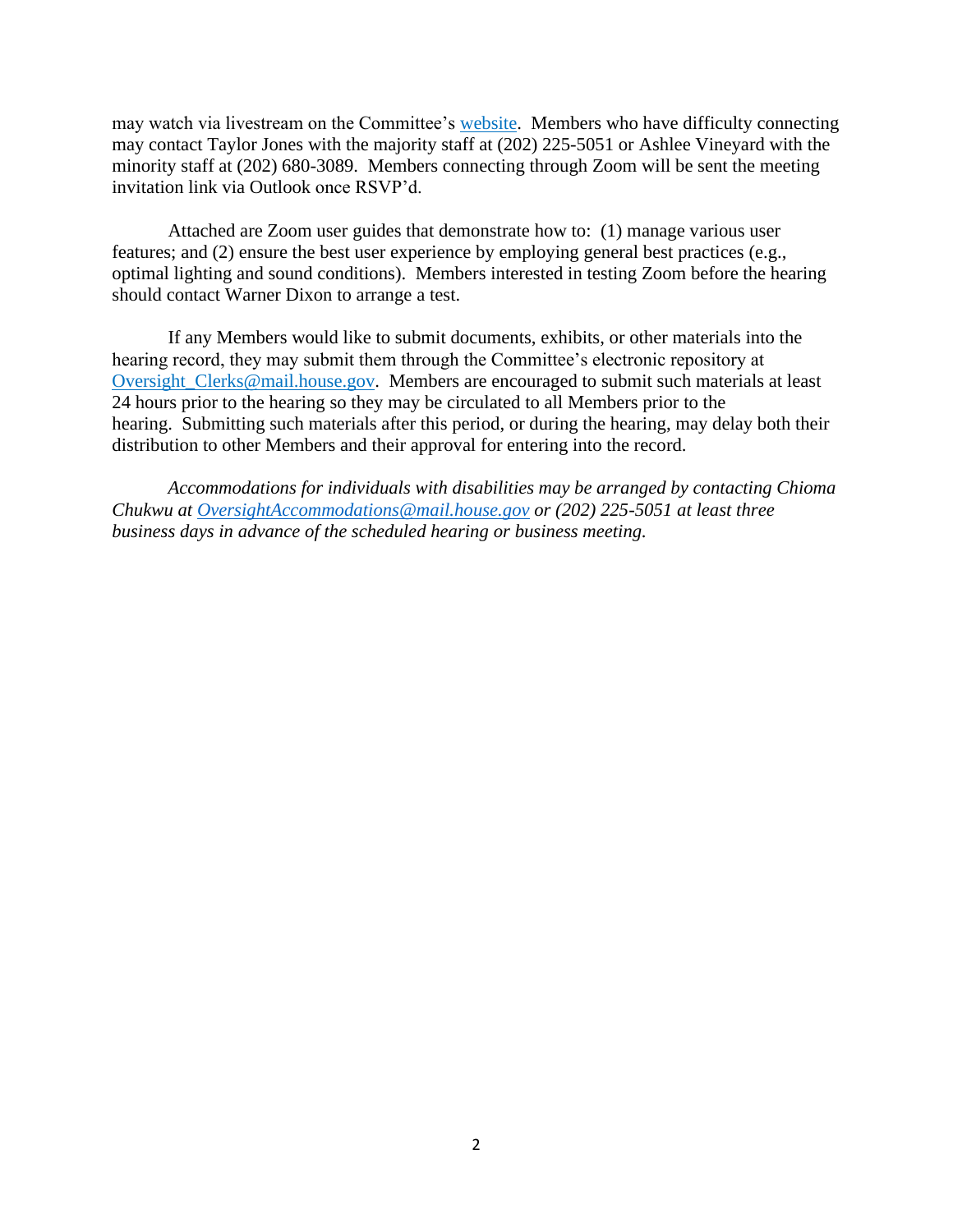may watch via livestream on the Committee's [website](). Members who have difficulty connecting may contact Taylor Jones with the majority staff at (202) 225-5051 or Ashlee Vineyard with the minority staff at (202) 680-3089. Members connecting through Zoom will be sent the meeting invitation link via Outlook once RSVP'd.

Attached are Zoom user guides that demonstrate how to: (1) manage various user features; and (2) ensure the best user experience by employing general best practices (e.g., optimal lighting and sound conditions). Members interested in testing Zoom before the hearing should contact Warner Dixon to arrange a test.

If any Members would like to submit documents, exhibits, or other materials into the hearing record, they may submit them through the Committee's electronic repository at Oversight_Clerks@mail.house.gov. Members are encouraged to submit such materials at least 24 hours prior to the hearing so they may be circulated to all Members prior to the hearing. Submitting such materials after this period, or during the hearing, may delay both their distribution to other Members and their approval for entering into the record.

*Accommodations for individuals with disabilities may be arranged by contacting Chioma Chukwu at OversightAccommodations@mail.house.gov or (202) 225-5051 at least three business days in advance of the scheduled hearing or business meeting.*